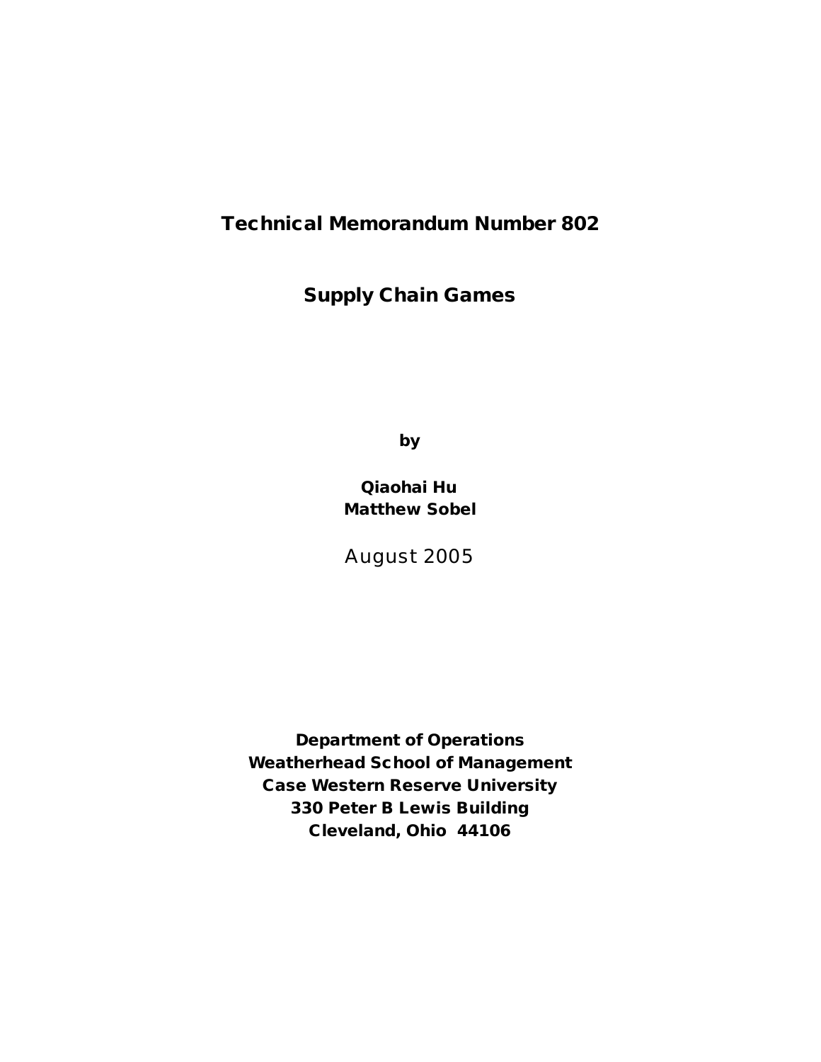# Technical Memorandum Number 802

## Supply Chain Games

**by**

**Qiaohai Hu**
**Matthew Sobel**

August 2005

**Department of Operations**
**Weatherhead School of Management**
**Case Western Reserve University**
**330 Peter B Lewis Building**
**Cleveland, Ohio 44106**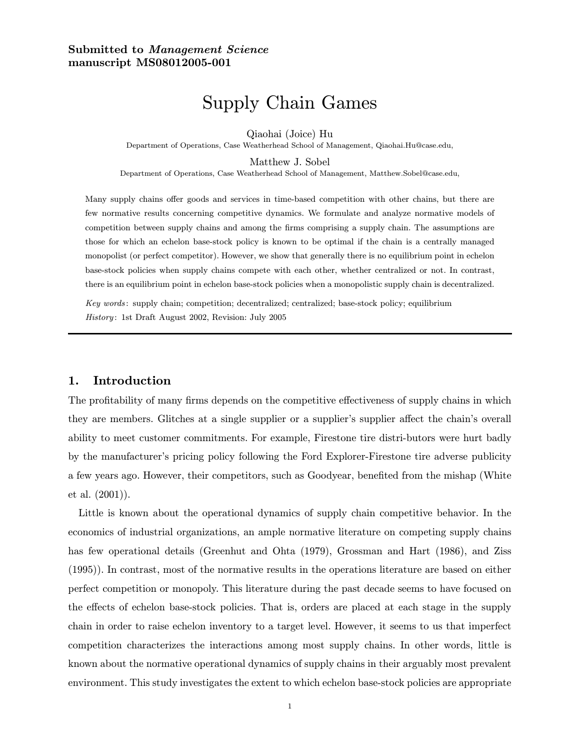**Submitted to *Management Science***
**manuscript MS08012005-001**

# Supply Chain Games

Qiaohai (Joice) Hu

Department of Operations, Case Weatherhead School of Management, Qiaohai.Hu@case.edu,

Matthew J. Sobel

Department of Operations, Case Weatherhead School of Management, Matthew.Sobel@case.edu,

Many supply chains offer goods and services in time-based competition with other chains, but there are few normative results concerning competitive dynamics. We formulate and analyze normative models of competition between supply chains and among the firms comprising a supply chain. The assumptions are those for which an echelon base-stock policy is known to be optimal if the chain is a centrally managed monopolist (or perfect competitor). However, we show that generally there is no equilibrium point in echelon base-stock policies when supply chains compete with each other, whether centralized or not. In contrast, there is an equilibrium point in echelon base-stock policies when a monopolistic supply chain is decentralized.

*Key words*: supply chain; competition; decentralized; centralized; base-stock policy; equilibrium

*History*: 1st Draft August 2002, Revision: July 2005

## 1. Introduction

The profitability of many firms depends on the competitive effectiveness of supply chains in which they are members. Glitches at a single supplier or a supplier's supplier affect the chain's overall ability to meet customer commitments. For example, Firestone tire distri-butors were hurt badly by the manufacturer's pricing policy following the Ford Explorer-Firestone tire adverse publicity a few years ago. However, their competitors, such as Goodyear, benefited from the mishap (White et al. (2001)).

Little is known about the operational dynamics of supply chain competitive behavior. In the economics of industrial organizations, an ample normative literature on competing supply chains has few operational details (Greenhut and Ohta (1979), Grossman and Hart (1986), and Ziss (1995)). In contrast, most of the normative results in the operations literature are based on either perfect competition or monopoly. This literature during the past decade seems to have focused on the effects of echelon base-stock policies. That is, orders are placed at each stage in the supply chain in order to raise echelon inventory to a target level. However, it seems to us that imperfect competition characterizes the interactions among most supply chains. In other words, little is known about the normative operational dynamics of supply chains in their arguably most prevalent environment. This study investigates the extent to which echelon base-stock policies are appropriate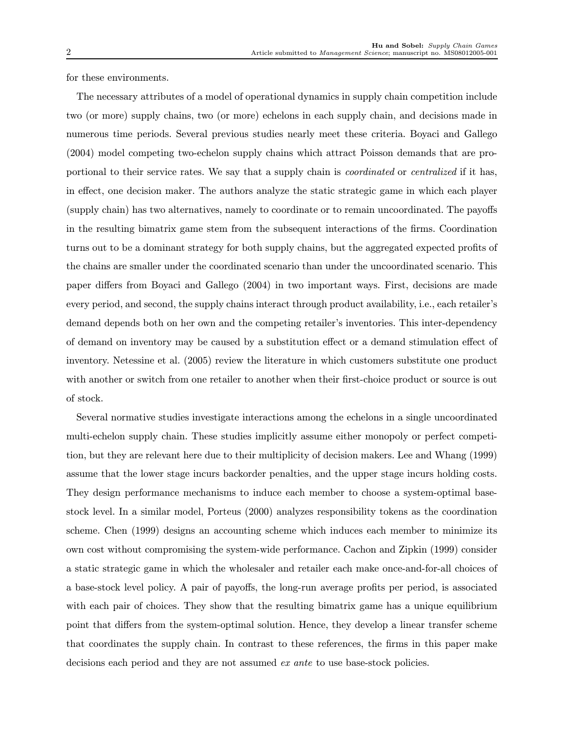for these environments.

The necessary attributes of a model of operational dynamics in supply chain competition include two (or more) supply chains, two (or more) echelons in each supply chain, and decisions made in numerous time periods. Several previous studies nearly meet these criteria. Boyaci and Gallego (2004) model competing two-echelon supply chains which attract Poisson demands that are proportional to their service rates. We say that a supply chain is *coordinated* or *centralized* if it has, in effect, one decision maker. The authors analyze the static strategic game in which each player (supply chain) has two alternatives, namely to coordinate or to remain uncoordinated. The payoffs in the resulting bimatrix game stem from the subsequent interactions of the firms. Coordination turns out to be a dominant strategy for both supply chains, but the aggregated expected profits of the chains are smaller under the coordinated scenario than under the uncoordinated scenario. This paper differs from Boyaci and Gallego (2004) in two important ways. First, decisions are made every period, and second, the supply chains interact through product availability, i.e., each retailer's demand depends both on her own and the competing retailer's inventories. This inter-dependency of demand on inventory may be caused by a substitution effect or a demand stimulation effect of inventory. Netessine et al. (2005) review the literature in which customers substitute one product with another or switch from one retailer to another when their first-choice product or source is out of stock.

Several normative studies investigate interactions among the echelons in a single uncoordinated multi-echelon supply chain. These studies implicitly assume either monopoly or perfect competition, but they are relevant here due to their multiplicity of decision makers. Lee and Whang (1999) assume that the lower stage incurs backorder penalties, and the upper stage incurs holding costs. They design performance mechanisms to induce each member to choose a system-optimal base-stock level. In a similar model, Porteus (2000) analyzes responsibility tokens as the coordination scheme. Chen (1999) designs an accounting scheme which induces each member to minimize its own cost without compromising the system-wide performance. Cachon and Zipkin (1999) consider a static strategic game in which the wholesaler and retailer each make once-and-for-all choices of a base-stock level policy. A pair of payoffs, the long-run average profits per period, is associated with each pair of choices. They show that the resulting bimatrix game has a unique equilibrium point that differs from the system-optimal solution. Hence, they develop a linear transfer scheme that coordinates the supply chain. In contrast to these references, the firms in this paper make decisions each period and they are not assumed *ex ante* to use base-stock policies.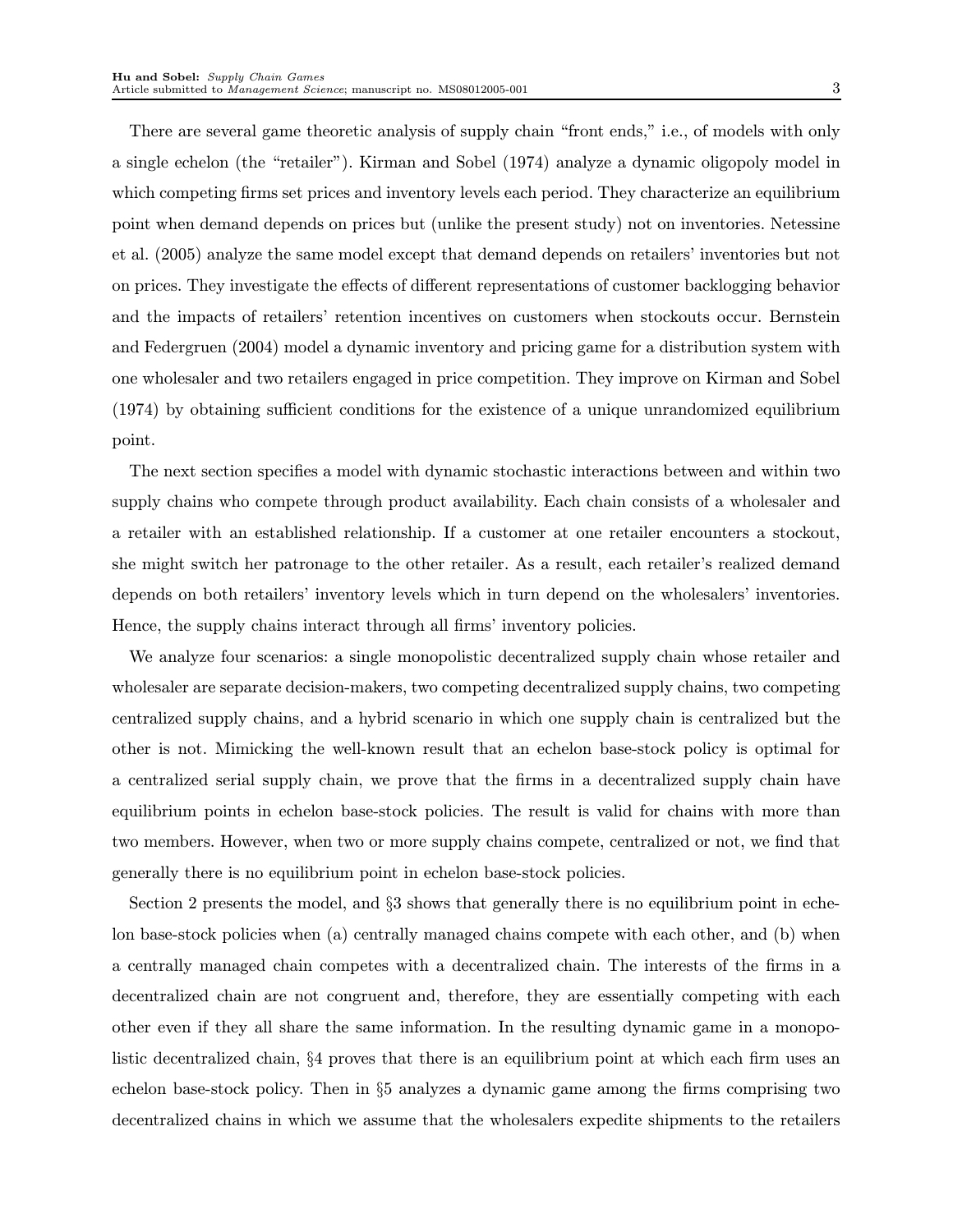There are several game theoretic analysis of supply chain "front ends," i.e., of models with only a single echelon (the "retailer"). Kirman and Sobel (1974) analyze a dynamic oligopoly model in which competing firms set prices and inventory levels each period. They characterize an equilibrium point when demand depends on prices but (unlike the present study) not on inventories. Netessine et al. (2005) analyze the same model except that demand depends on retailers' inventories but not on prices. They investigate the effects of different representations of customer backlogging behavior and the impacts of retailers' retention incentives on customers when stockouts occur. Bernstein and Federgruen (2004) model a dynamic inventory and pricing game for a distribution system with one wholesaler and two retailers engaged in price competition. They improve on Kirman and Sobel (1974) by obtaining sufficient conditions for the existence of a unique unrandomized equilibrium point.

The next section specifies a model with dynamic stochastic interactions between and within two supply chains who compete through product availability. Each chain consists of a wholesaler and a retailer with an established relationship. If a customer at one retailer encounters a stockout, she might switch her patronage to the other retailer. As a result, each retailer's realized demand depends on both retailers' inventory levels which in turn depend on the wholesalers' inventories. Hence, the supply chains interact through all firms' inventory policies.

We analyze four scenarios: a single monopolistic decentralized supply chain whose retailer and wholesaler are separate decision-makers, two competing decentralized supply chains, two competing centralized supply chains, and a hybrid scenario in which one supply chain is centralized but the other is not. Mimicking the well-known result that an echelon base-stock policy is optimal for a centralized serial supply chain, we prove that the firms in a decentralized supply chain have equilibrium points in echelon base-stock policies. The result is valid for chains with more than two members. However, when two or more supply chains compete, centralized or not, we find that generally there is no equilibrium point in echelon base-stock policies.

Section 2 presents the model, and §3 shows that generally there is no equilibrium point in echelon base-stock policies when (a) centrally managed chains compete with each other, and (b) when a centrally managed chain competes with a decentralized chain. The interests of the firms in a decentralized chain are not congruent and, therefore, they are essentially competing with each other even if they all share the same information. In the resulting dynamic game in a monopolistic decentralized chain, §4 proves that there is an equilibrium point at which each firm uses an echelon base-stock policy. Then in §5 analyzes a dynamic game among the firms comprising two decentralized chains in which we assume that the wholesalers expedite shipments to the retailers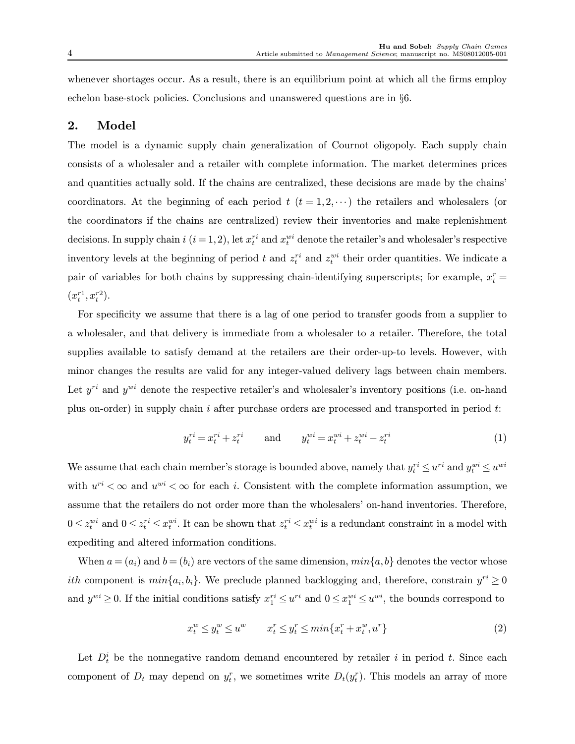whenever shortages occur. As a result, there is an equilibrium point at which all the firms employ echelon base-stock policies. Conclusions and unanswered questions are in §6.

## 2. Model

The model is a dynamic supply chain generalization of Cournot oligopoly. Each supply chain consists of a wholesaler and a retailer with complete information. The market determines prices and quantities actually sold. If the chains are centralized, these decisions are made by the chains' coordinators. At the beginning of each period $t$ $(t = 1, 2, \cdots)$ the retailers and wholesalers (or the coordinators if the chains are centralized) review their inventories and make replenishment decisions. In supply chain $i$ $(i = 1, 2)$, let $x_t^{ri}$ and $x_t^{wi}$ denote the retailer's and wholesaler's respective inventory levels at the beginning of period $t$ and $z_t^{ri}$ and $z_t^{wi}$ their order quantities. We indicate a pair of variables for both chains by suppressing chain-identifying superscripts; for example, $x_t^r = (x_t^{r1}, x_t^{r2})$.

For specificity we assume that there is a lag of one period to transfer goods from a supplier to a wholesaler, and that delivery is immediate from a wholesaler to a retailer. Therefore, the total supplies available to satisfy demand at the retailers are their order-up-to levels. However, with minor changes the results are valid for any integer-valued delivery lags between chain members. Let $y^{ri}$ and $y^{wi}$ denote the respective retailer's and wholesaler's inventory positions (i.e. on-hand plus on-order) in supply chain $i$ after purchase orders are processed and transported in period $t$:

$$y_t^{ri} = x_t^{ri} + z_t^{ri} \qquad \text{and} \qquad y_t^{wi} = x_t^{wi} + z_t^{wi} - z_t^{ri} \tag{1}$$

We assume that each chain member's storage is bounded above, namely that $y_t^{ri} \le u^{ri}$ and $y_t^{wi} \le u^{wi}$ with $u^{ri} < \infty$ and $u^{wi} < \infty$ for each $i$. Consistent with the complete information assumption, we assume that the retailers do not order more than the wholesalers' on-hand inventories. Therefore, $0 \le z_t^{wi}$ and $0 \le z_t^{ri} \le x_t^{wi}$. It can be shown that $z_t^{ri} \le x_t^{wi}$ is a redundant constraint in a model with expediting and altered information conditions.

When $a = (a_i)$ and $b = (b_i)$ are vectors of the same dimension, $min\{a, b\}$ denotes the vector whose *ith* component is $min\{a_i, b_i\}$. We preclude planned backlogging and, therefore, constrain $y^{ri} \ge 0$ and $y^{wi} \ge 0$. If the initial conditions satisfy $x_1^{ri} \le u^{ri}$ and $0 \le x_1^{wi} \le u^{wi}$, the bounds correspond to

$$x_t^w \le y_t^w \le u^w \qquad x_t^r \le y_t^r \le min\{x_t^r + x_t^w, u^r\} \tag{2}$$

Let $D_t^i$ be the nonnegative random demand encountered by retailer $i$ in period $t$. Since each component of $D_t$ may depend on $y_t^r$, we sometimes write $D_t(y_t^r)$. This models an array of more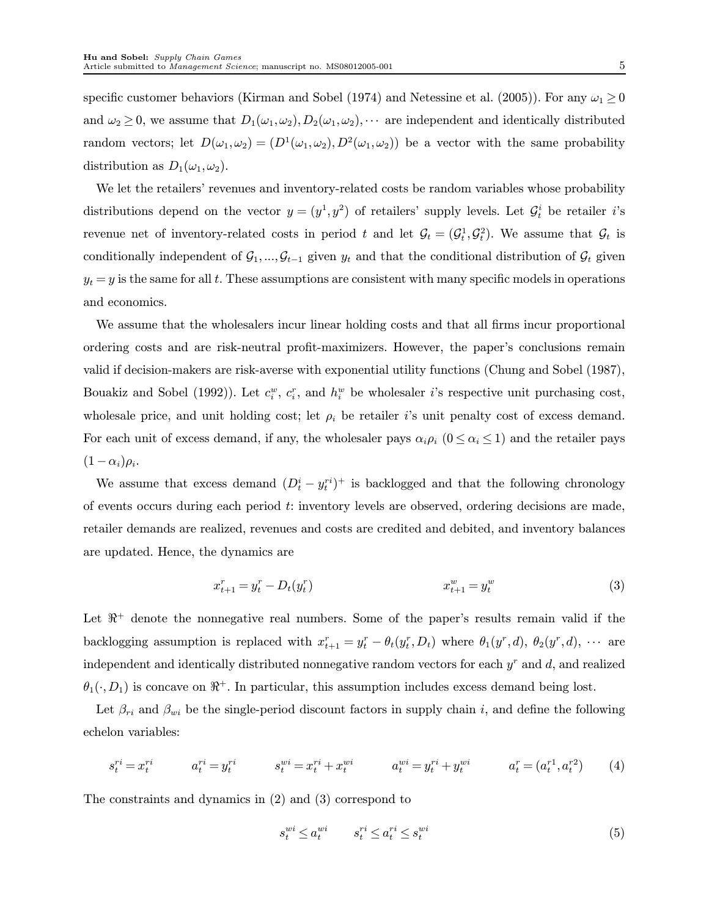specific customer behaviors (Kirman and Sobel (1974) and Netessine et al. (2005)). For any $\omega_1 \geq 0$ and $\omega_2 \geq 0$, we assume that $D_1(\omega_1, \omega_2), D_2(\omega_1, \omega_2), \cdots$ are independent and identically distributed random vectors; let $D(\omega_1, \omega_2) = (D^1(\omega_1, \omega_2), D^2(\omega_1, \omega_2))$ be a vector with the same probability distribution as $D_1(\omega_1, \omega_2)$.

We let the retailers' revenues and inventory-related costs be random variables whose probability distributions depend on the vector $y = (y^1, y^2)$ of retailers' supply levels. Let $\mathcal{G}_t^i$ be retailer $i$'s revenue net of inventory-related costs in period $t$ and let $\mathcal{G}_t = (\mathcal{G}_t^1, \mathcal{G}_t^2)$. We assume that $\mathcal{G}_t$ is conditionally independent of $\mathcal{G}_1, ..., \mathcal{G}_{t-1}$ given $y_t$ and that the conditional distribution of $\mathcal{G}_t$ given $y_t = y$ is the same for all $t$. These assumptions are consistent with many specific models in operations and economics.

We assume that the wholesalers incur linear holding costs and that all firms incur proportional ordering costs and are risk-neutral profit-maximizers. However, the paper's conclusions remain valid if decision-makers are risk-averse with exponential utility functions (Chung and Sobel (1987), Bouakiz and Sobel (1992)). Let $c_i^w$, $c_i^r$, and $h_i^w$ be wholesaler $i$'s respective unit purchasing cost, wholesale price, and unit holding cost; let $\rho_i$ be retailer $i$'s unit penalty cost of excess demand. For each unit of excess demand, if any, the wholesaler pays $\alpha_i \rho_i$ $(0 \leq \alpha_i \leq 1)$ and the retailer pays $(1 - \alpha_i)\rho_i$.

We assume that excess demand $(D_t^i - y_t^{ri})^+$ is backlogged and that the following chronology of events occurs during each period $t$: inventory levels are observed, ordering decisions are made, retailer demands are realized, revenues and costs are credited and debited, and inventory balances are updated. Hence, the dynamics are

$$x_{t+1}^r = y_t^r - D_t(y_t^r) \qquad\qquad x_{t+1}^w = y_t^w \tag{3}$$

Let $\Re^+$ denote the nonnegative real numbers. Some of the paper's results remain valid if the backlogging assumption is replaced with $x_{t+1}^r = y_t^r - \theta_t(y_t^r, D_t)$ where $\theta_1(y^r, d)$, $\theta_2(y^r, d)$, $\cdots$ are independent and identically distributed nonnegative random vectors for each $y^r$ and $d$, and realized $\theta_1(\cdot, D_1)$ is concave on $\Re^+$. In particular, this assumption includes excess demand being lost.

Let $\beta_{ri}$ and $\beta_{wi}$ be the single-period discount factors in supply chain $i$, and define the following echelon variables:

$$s_t^{ri} = x_t^{ri} \qquad a_t^{ri} = y_t^{ri} \qquad s_t^{wi} = x_t^{ri} + x_t^{wi} \qquad a_t^{wi} = y_t^{ri} + y_t^{wi} \qquad a_t^r = (a_t^{r1}, a_t^{r2}) \tag{4}$$

The constraints and dynamics in (2) and (3) correspond to

$$s_t^{wi} \leq a_t^{wi} \qquad s_t^{ri} \leq a_t^{ri} \leq s_t^{wi} \tag{5}$$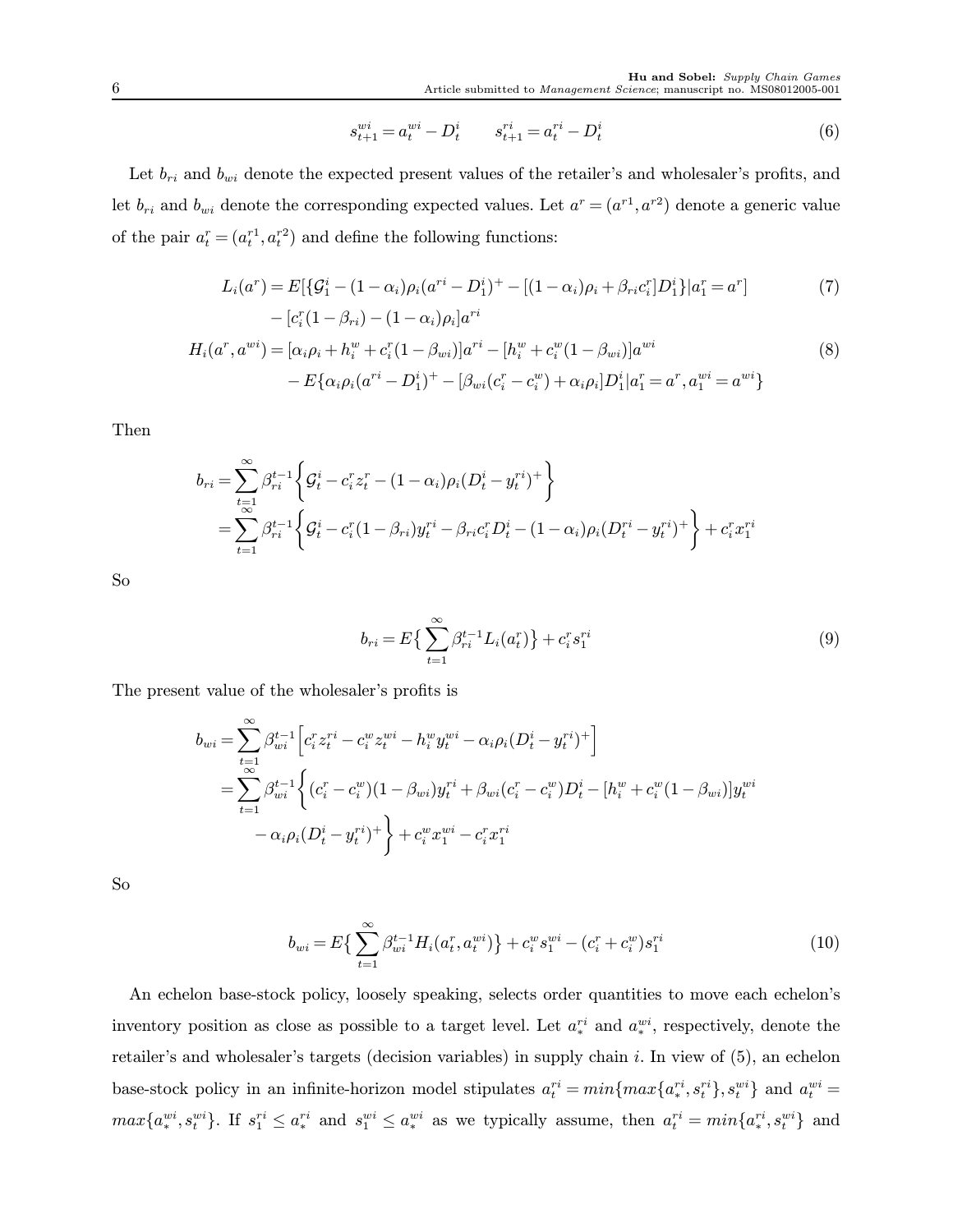$$s_{t+1}^{wi} = a_t^{wi} - D_t^i \qquad s_{t+1}^{ri} = a_t^{ri} - D_t^i \tag{6}$$

Let $b_{ri}$ and $b_{wi}$ denote the expected present values of the retailer's and wholesaler's profits, and let $b_{ri}$ and $b_{wi}$ denote the corresponding expected values. Let $a^r = (a^{r1}, a^{r2})$ denote a generic value of the pair $a_t^r = (a_t^{r1}, a_t^{r2})$ and define the following functions:

$$\begin{aligned}
L_i(a^r) &= E[\{\mathcal{G}_1^i - (1-\alpha_i)\rho_i(a^{ri} - D_1^i)^+ - [(1-\alpha_i)\rho_i + \beta_{ri}c_i^r]D_1^i\} | a_1^r = a^r] \\
&\quad - [c_i^r(1-\beta_{ri}) - (1-\alpha_i)\rho_i]a^{ri}
\end{aligned} \tag{7}$$

$$\begin{aligned}
H_i(a^r, a^{wi}) &= [\alpha_i\rho_i + h_i^w + c_i^r(1-\beta_{wi})]a^{ri} - [h_i^w + c_i^w(1-\beta_{wi})]a^{wi} \\
&\quad - E\{\alpha_i\rho_i(a^{ri} - D_1^i)^+ - [\beta_{wi}(c_i^r - c_i^w) + \alpha_i\rho_i]D_1^i | a_1^r = a^r, a_1^{wi} = a^{wi}\}
\end{aligned} \tag{8}$$

Then

$$\begin{aligned}
b_{ri} &= \sum_{t=1}^{\infty} \beta_{ri}^{t-1} \Big\{ \mathcal{G}_t^i - c_i^r z_t^r - (1-\alpha_i)\rho_i(D_t^i - y_t^{ri})^+ \Big\} \\
&= \sum_{t=1}^{\infty} \beta_{ri}^{t-1} \Big\{ \mathcal{G}_t^i - c_i^r(1-\beta_{ri})y_t^{ri} - \beta_{ri}c_i^r D_t^i - (1-\alpha_i)\rho_i(D_t^{ri} - y_t^{ri})^+ \Big\} + c_i^r x_1^{ri}
\end{aligned}$$

So

$$b_{ri} = E\Big\{ \sum_{t=1}^{\infty} \beta_{ri}^{t-1} L_i(a_t^r) \Big\} + c_i^r s_1^{ri} \tag{9}$$

The present value of the wholesaler's profits is

$$\begin{aligned}
b_{wi} &= \sum_{t=1}^{\infty} \beta_{wi}^{t-1} \Big[ c_i^r z_t^{ri} - c_i^w z_t^{wi} - h_i^w y_t^{wi} - \alpha_i\rho_i(D_t^i - y_t^{ri})^+ \Big] \\
&= \sum_{t=1}^{\infty} \beta_{wi}^{t-1} \Big\{ (c_i^r - c_i^w)(1-\beta_{wi})y_t^{ri} + \beta_{wi}(c_i^r - c_i^w)D_t^i - [h_i^w + c_i^w(1-\beta_{wi})]y_t^{wi} \\
&\quad - \alpha_i\rho_i(D_t^i - y_t^{ri})^+ \Big\} + c_i^w x_1^{wi} - c_i^r x_1^{ri}
\end{aligned}$$

So

$$b_{wi} = E\Big\{ \sum_{t=1}^{\infty} \beta_{wi}^{t-1} H_i(a_t^r, a_t^{wi}) \Big\} + c_i^w s_1^{wi} - (c_i^r + c_i^w)s_1^{ri} \tag{10}$$

An echelon base-stock policy, loosely speaking, selects order quantities to move each echelon's inventory position as close as possible to a target level. Let $a_*^{ri}$ and $a_*^{wi}$, respectively, denote the retailer's and wholesaler's targets (decision variables) in supply chain $i$. In view of (5), an echelon base-stock policy in an infinite-horizon model stipulates $a_t^{ri} = min\{max\{a_*^{ri}, s_t^{ri}\}, s_t^{wi}\}$ and $a_t^{wi} = max\{a_*^{wi}, s_t^{wi}\}$. If $s_1^{ri} \le a_*^{ri}$ and $s_1^{wi} \le a_*^{wi}$ as we typically assume, then $a_t^{ri} = min\{a_*^{ri}, s_t^{wi}\}$ and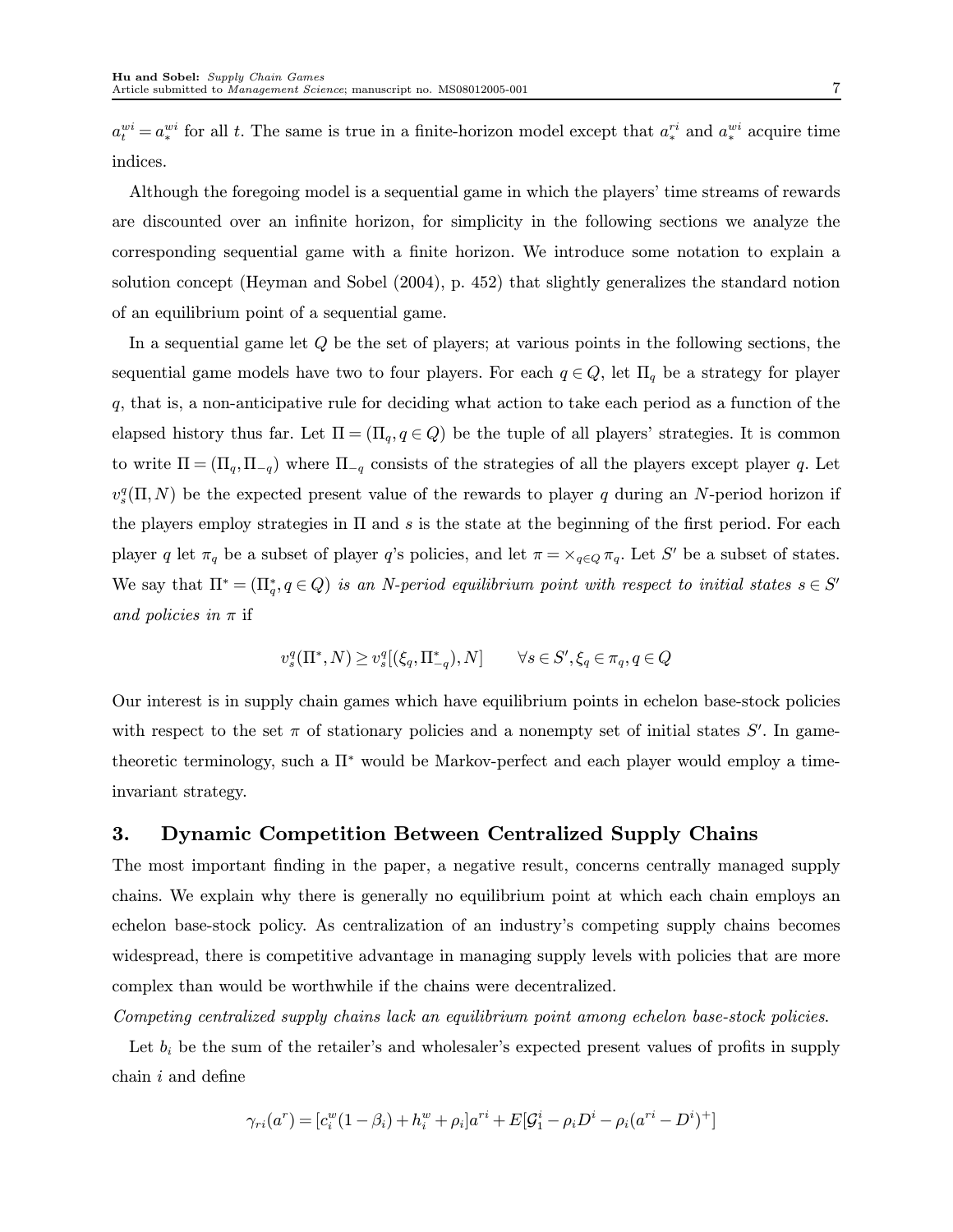$a_t^{wi} = a_*^{wi}$ for all $t$. The same is true in a finite-horizon model except that $a_*^{ri}$ and $a_*^{wi}$ acquire time indices.

Although the foregoing model is a sequential game in which the players' time streams of rewards are discounted over an infinite horizon, for simplicity in the following sections we analyze the corresponding sequential game with a finite horizon. We introduce some notation to explain a solution concept (Heyman and Sobel (2004), p. 452) that slightly generalizes the standard notion of an equilibrium point of a sequential game.

In a sequential game let $Q$ be the set of players; at various points in the following sections, the sequential game models have two to four players. For each $q \in Q$, let $\Pi_q$ be a strategy for player $q$, that is, a non-anticipative rule for deciding what action to take each period as a function of the elapsed history thus far. Let $\Pi = (\Pi_q, q \in Q)$ be the tuple of all players' strategies. It is common to write $\Pi = (\Pi_q, \Pi_{-q})$ where $\Pi_{-q}$ consists of the strategies of all the players except player $q$. Let $v_s^q(\Pi, N)$ be the expected present value of the rewards to player $q$ during an $N$-period horizon if the players employ strategies in $\Pi$ and $s$ is the state at the beginning of the first period. For each player $q$ let $\pi_q$ be a subset of player $q$'s policies, and let $\pi = \times_{q \in Q} \pi_q$. Let $S'$ be a subset of states. We say that $\Pi^* = (\Pi_q^*, q \in Q)$ *is an N-period equilibrium point with respect to initial states $s \in S'$ and policies in $\pi$* if

$$v_s^q(\Pi^*, N) \geq v_s^q[(\xi_q, \Pi_{-q}^*), N] \qquad \forall s \in S', \xi_q \in \pi_q, q \in Q$$

Our interest is in supply chain games which have equilibrium points in echelon base-stock policies with respect to the set $\pi$ of stationary policies and a nonempty set of initial states $S'$. In game-theoretic terminology, such a $\Pi^*$ would be Markov-perfect and each player would employ a time-invariant strategy.

## 3. Dynamic Competition Between Centralized Supply Chains

The most important finding in the paper, a negative result, concerns centrally managed supply chains. We explain why there is generally no equilibrium point at which each chain employs an echelon base-stock policy. As centralization of an industry's competing supply chains becomes widespread, there is competitive advantage in managing supply levels with policies that are more complex than would be worthwhile if the chains were decentralized.

*Competing centralized supply chains lack an equilibrium point among echelon base-stock policies.*

Let $b_i$ be the sum of the retailer's and wholesaler's expected present values of profits in supply chain $i$ and define

$$\gamma_{ri}(a^r) = [c_i^w(1 - \beta_i) + h_i^w + \rho_i]a^{ri} + E[\mathcal{G}_1^i - \rho_i D^i - \rho_i(a^{ri} - D^i)^+]$$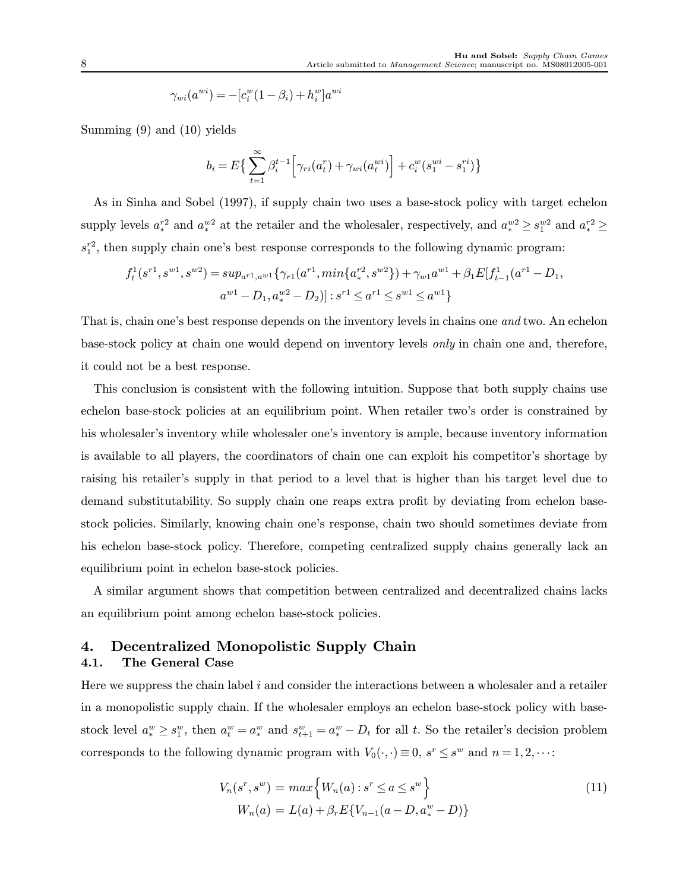$$\gamma_{wi}(a^{wi}) = -[c_i^w(1-\beta_i) + h_i^w]a^{wi}$$

Summing (9) and (10) yields

$$b_i = E\Big\{\sum_{t=1}^{\infty}\beta_i^{t-1}\Big[\gamma_{ri}(a_t^r) + \gamma_{wi}(a_t^{wi})\Big] + c_i^w(s_1^{wi} - s_1^{ri})\Big\}$$

As in Sinha and Sobel (1997), if supply chain two uses a base-stock policy with target echelon supply levels $a_*^{r2}$ and $a_*^{w2}$ at the retailer and the wholesaler, respectively, and $a_*^{w2} \geq s_1^{w2}$ and $a_*^{r2} \geq s_1^{r2}$, then supply chain one's best response corresponds to the following dynamic program:

$$f_t^1(s^{r1}, s^{w1}, s^{w2}) = sup_{a^{r1},a^{w1}}\{\gamma_{r1}(a^{r1}, min\{a_*^{r2}, s^{w2}\}) + \gamma_{w1}a^{w1} + \beta_1 E[f_{t-1}^1(a^{r1} - D_1,$$
$$a^{w1} - D_1, a_*^{w2} - D_2)] : s^{r1} \leq a^{r1} \leq s^{w1} \leq a^{w1}\}$$

That is, chain one's best response depends on the inventory levels in chains one *and* two. An echelon base-stock policy at chain one would depend on inventory levels *only* in chain one and, therefore, it could not be a best response.

This conclusion is consistent with the following intuition. Suppose that both supply chains use echelon base-stock policies at an equilibrium point. When retailer two's order is constrained by his wholesaler's inventory while wholesaler one's inventory is ample, because inventory information is available to all players, the coordinators of chain one can exploit his competitor's shortage by raising his retailer's supply in that period to a level that is higher than his target level due to demand substitutability. So supply chain one reaps extra profit by deviating from echelon base-stock policies. Similarly, knowing chain one's response, chain two should sometimes deviate from his echelon base-stock policy. Therefore, competing centralized supply chains generally lack an equilibrium point in echelon base-stock policies.

A similar argument shows that competition between centralized and decentralized chains lacks an equilibrium point among echelon base-stock policies.

# 4. Decentralized Monopolistic Supply Chain

## 4.1. The General Case

Here we suppress the chain label $i$ and consider the interactions between a wholesaler and a retailer in a monopolistic supply chain. If the wholesaler employs an echelon base-stock policy with base-stock level $a_*^w \geq s_1^w$, then $a_t^w = a_*^w$ and $s_{t+1}^w = a_*^w - D_t$ for all $t$. So the retailer's decision problem corresponds to the following dynamic program with $V_0(\cdot,\cdot) \equiv 0$, $s^r \leq s^w$ and $n = 1, 2, \cdots$:

$$V_n(s^r, s^w) = max\Big\{W_n(a) : s^r \leq a \leq s^w\Big\} \tag{11}$$
$$W_n(a) = L(a) + \beta_r E\{V_{n-1}(a - D, a_*^w - D)\}$$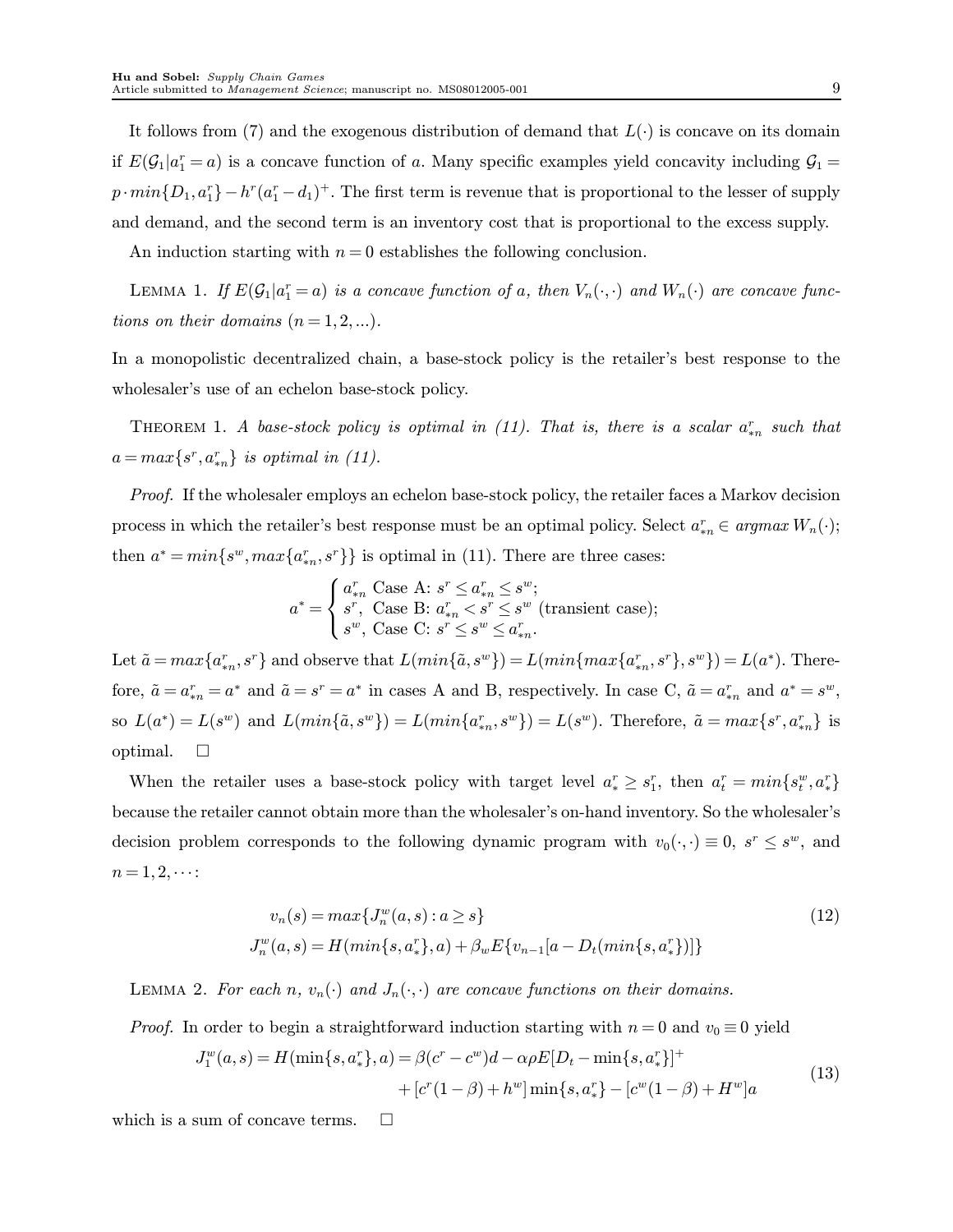It follows from (7) and the exogenous distribution of demand that $L(\cdot)$ is concave on its domain if $E(\mathcal{G}_1|a_1^r = a)$ is a concave function of $a$. Many specific examples yield concavity including $\mathcal{G}_1 = p \cdot min\{D_1, a_1^r\} - h^r(a_1^r - d_1)^+$. The first term is revenue that is proportional to the lesser of supply and demand, and the second term is an inventory cost that is proportional to the excess supply.

An induction starting with $n = 0$ establishes the following conclusion.

LEMMA 1. *If $E(\mathcal{G}_1|a_1^r = a)$ is a concave function of $a$, then $V_n(\cdot,\cdot)$ and $W_n(\cdot)$ are concave functions on their domains $(n = 1, 2, ...)$.*

In a monopolistic decentralized chain, a base-stock policy is the retailer's best response to the wholesaler's use of an echelon base-stock policy.

THEOREM 1. *A base-stock policy is optimal in (11). That is, there is a scalar $a_{*n}^r$ such that $a = max\{s^r, a_{*n}^r\}$ is optimal in (11).*

*Proof.* If the wholesaler employs an echelon base-stock policy, the retailer faces a Markov decision process in which the retailer's best response must be an optimal policy. Select $a_{*n}^r \in argmax\, W_n(\cdot)$; then $a^* = min\{s^w, max\{a_{*n}^r, s^r\}\}$ is optimal in (11). There are three cases:

$$a^* = \begin{cases} a_{*n}^r \text{ Case A: } s^r \le a_{*n}^r \le s^w; \\ s^r, \text{ Case B: } a_{*n}^r < s^r \le s^w \text{ (transient case);} \\ s^w, \text{ Case C: } s^r \le s^w \le a_{*n}^r. \end{cases}$$

Let $\tilde{a} = max\{a_{*n}^r, s^r\}$ and observe that $L(min\{\tilde{a}, s^w\}) = L(min\{max\{a_{*n}^r, s^r\}, s^w\}) = L(a^*)$. Therefore, $\tilde{a} = a_{*n}^r = a^*$ and $\tilde{a} = s^r = a^*$ in cases A and B, respectively. In case C, $\tilde{a} = a_{*n}^r$ and $a^* = s^w$, so $L(a^*) = L(s^w)$ and $L(min\{\tilde{a}, s^w\}) = L(min\{a_{*n}^r, s^w\}) = L(s^w)$. Therefore, $\tilde{a} = max\{s^r, a_{*n}^r\}$ is optimal. $\square$

When the retailer uses a base-stock policy with target level $a_*^r \ge s_1^r$, then $a_t^r = min\{s_t^w, a_*^r\}$ because the retailer cannot obtain more than the wholesaler's on-hand inventory. So the wholesaler's decision problem corresponds to the following dynamic program with $v_0(\cdot,\cdot) \equiv 0$, $s^r \le s^w$, and $n = 1, 2, \cdots$:

$$\begin{aligned} v_n(s) &= max\{J_n^w(a, s) : a \ge s\} \\ J_n^w(a, s) &= H(min\{s, a_*^r\}, a) + \beta_w E\{v_{n-1}[a - D_t(min\{s, a_*^r\})]\} \end{aligned} \tag{12}$$

LEMMA 2. *For each $n$, $v_n(\cdot)$ and $J_n(\cdot,\cdot)$ are concave functions on their domains.*

*Proof.* In order to begin a straightforward induction starting with $n = 0$ and $v_0 \equiv 0$ yield

$$\begin{aligned} J_1^w(a, s) = H(\min\{s, a_*^r\}, a) = \beta(c^r - c^w)d - \alpha\rho E[D_t - \min\{s, a_*^r\}]^+ \\ + [c^r(1-\beta) + h^w]\min\{s, a_*^r\} - [c^w(1-\beta) + H^w]a \end{aligned} \tag{13}$$

which is a sum of concave terms. $\square$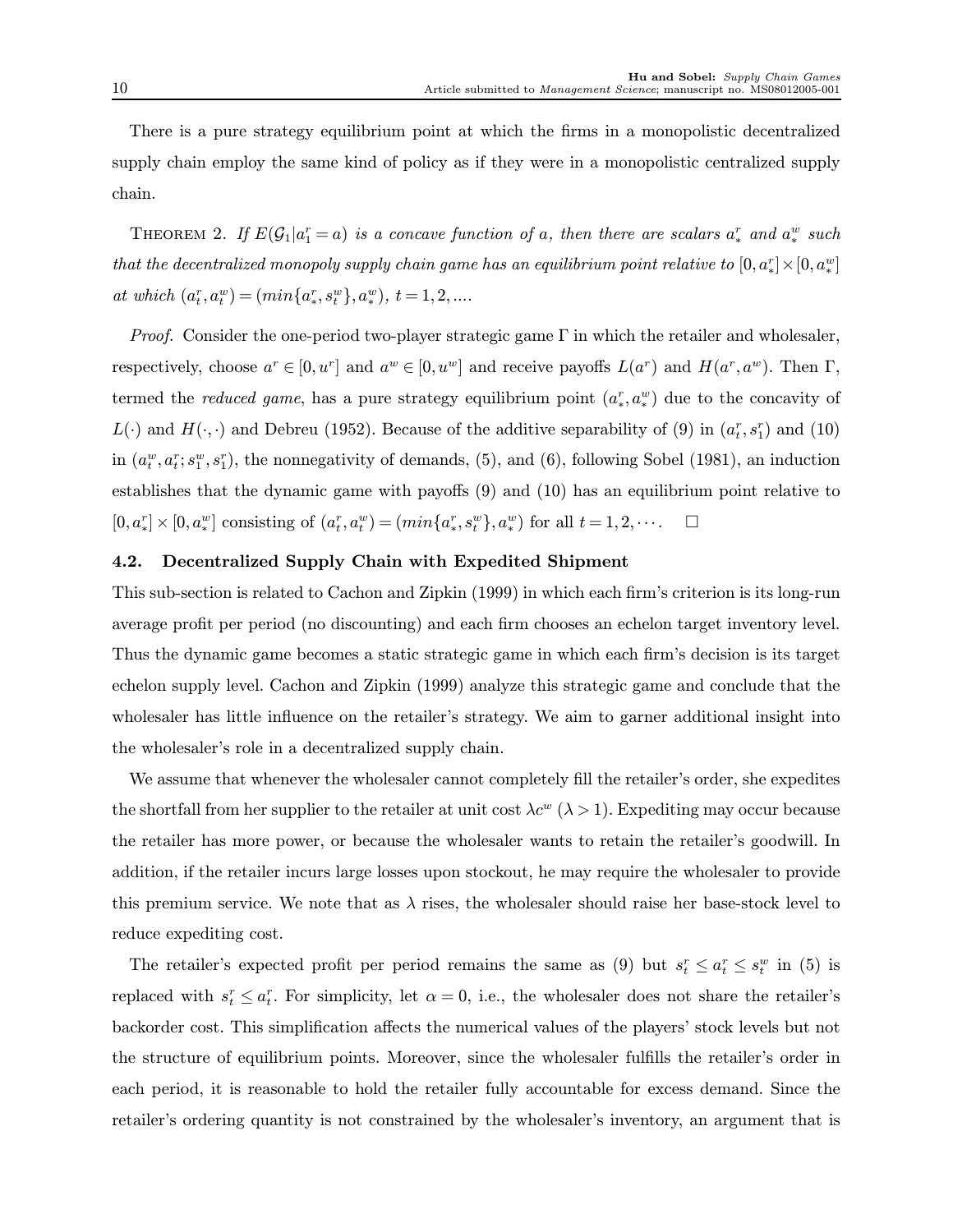There is a pure strategy equilibrium point at which the firms in a monopolistic decentralized supply chain employ the same kind of policy as if they were in a monopolistic centralized supply chain.

THEOREM 2. *If $E(\mathcal{G}_1|a_1^r = a)$ is a concave function of $a$, then there are scalars $a_*^r$ and $a_*^w$ such that the decentralized monopoly supply chain game has an equilibrium point relative to $[0, a_*^r] \times [0, a_*^w]$ at which $(a_t^r, a_t^w) = (min\{a_*^r, s_t^w\}, a_*^w)$, $t = 1, 2, ....$*

*Proof.* Consider the one-period two-player strategic game $\Gamma$ in which the retailer and wholesaler, respectively, choose $a^r \in [0, u^r]$ and $a^w \in [0, u^w]$ and receive payoffs $L(a^r)$ and $H(a^r, a^w)$. Then $\Gamma$, termed the *reduced game*, has a pure strategy equilibrium point $(a_*^r, a_*^w)$ due to the concavity of $L(\cdot)$ and $H(\cdot, \cdot)$ and Debreu (1952). Because of the additive separability of (9) in $(a_t^r, s_1^r)$ and (10) in $(a_t^w, a_t^r; s_1^w, s_1^r)$, the nonnegativity of demands, (5), and (6), following Sobel (1981), an induction establishes that the dynamic game with payoffs (9) and (10) has an equilibrium point relative to $[0, a_*^r] \times [0, a_*^w]$ consisting of $(a_t^r, a_t^w) = (min\{a_*^r, s_t^w\}, a_*^w)$ for all $t = 1, 2, \cdots$. $\square$

### 4.2. Decentralized Supply Chain with Expedited Shipment

This sub-section is related to Cachon and Zipkin (1999) in which each firm's criterion is its long-run average profit per period (no discounting) and each firm chooses an echelon target inventory level. Thus the dynamic game becomes a static strategic game in which each firm's decision is its target echelon supply level. Cachon and Zipkin (1999) analyze this strategic game and conclude that the wholesaler has little influence on the retailer's strategy. We aim to garner additional insight into the wholesaler's role in a decentralized supply chain.

We assume that whenever the wholesaler cannot completely fill the retailer's order, she expedites the shortfall from her supplier to the retailer at unit cost $\lambda c^w$ ($\lambda > 1$). Expediting may occur because the retailer has more power, or because the wholesaler wants to retain the retailer's goodwill. In addition, if the retailer incurs large losses upon stockout, he may require the wholesaler to provide this premium service. We note that as $\lambda$ rises, the wholesaler should raise her base-stock level to reduce expediting cost.

The retailer's expected profit per period remains the same as (9) but $s_t^r \leq a_t^r \leq s_t^w$ in (5) is replaced with $s_t^r \leq a_t^r$. For simplicity, let $\alpha = 0$, i.e., the wholesaler does not share the retailer's backorder cost. This simplification affects the numerical values of the players' stock levels but not the structure of equilibrium points. Moreover, since the wholesaler fulfills the retailer's order in each period, it is reasonable to hold the retailer fully accountable for excess demand. Since the retailer's ordering quantity is not constrained by the wholesaler's inventory, an argument that is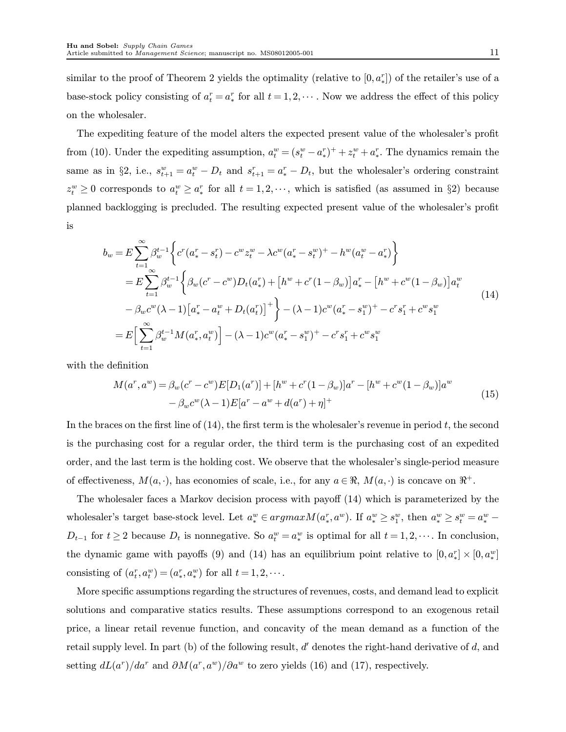similar to the proof of Theorem 2 yields the optimality (relative to $[0, a_*^r]$) of the retailer's use of a base-stock policy consisting of $a_t^r = a_*^r$ for all $t = 1, 2, \cdots$. Now we address the effect of this policy on the wholesaler.

The expediting feature of the model alters the expected present value of the wholesaler's profit from (10). Under the expediting assumption, $a_t^w = (s_t^w - a_*^r)^+ + z_t^w + a_*^r$. The dynamics remain the same as in §2, i.e., $s_{t+1}^w = a_t^w - D_t$ and $s_{t+1}^r = a_*^r - D_t$, but the wholesaler's ordering constraint $z_t^w \geq 0$ corresponds to $a_t^w \geq a_*^r$ for all $t = 1, 2, \cdots$, which is satisfied (as assumed in §2) because planned backlogging is precluded. The resulting expected present value of the wholesaler's profit is

$$
\begin{aligned}
b_w &= E\sum_{t=1}^{\infty}\beta_w^{t-1}\Big\{c^r(a_*^r - s_t^r) - c^w z_t^w - \lambda c^w(a_*^r - s_t^w)^+ - h^w(a_t^w - a_*^r)\Big\} \\
&= E\sum_{t=1}^{\infty}\beta_w^{t-1}\Big\{\beta_w(c^r - c^w)D_t(a_*^r) + \big[h^w + c^r(1-\beta_w)\big]a_*^r - \big[h^w + c^w(1-\beta_w)\big]a_t^w \\
&\quad - \beta_w c^w(\lambda - 1)\big[a_*^r - a_t^w + D_t(a_t^r)\big]^+\Big\} - (\lambda-1)c^w(a_*^r - s_1^w)^+ - c^r s_1^r + c^w s_1^w \\
&= E\Big[\sum_{t=1}^{\infty}\beta_w^{t-1}M(a_*^r, a_t^w)\Big] - (\lambda-1)c^w(a_*^r - s_1^w)^+ - c^r s_1^r + c^w s_1^w
\end{aligned}
\tag{14}
$$

with the definition

$$
\begin{aligned}
M(a^r, a^w) &= \beta_w(c^r - c^w)E[D_1(a^r)] + [h^w + c^r(1-\beta_w)]a^r - [h^w + c^w(1-\beta_w)]a^w \\
&\quad - \beta_w c^w(\lambda-1)E[a^r - a^w + d(a^r) + \eta]^+
\end{aligned}
\tag{15}
$$

In the braces on the first line of (14), the first term is the wholesaler's revenue in period $t$, the second is the purchasing cost for a regular order, the third term is the purchasing cost of an expedited order, and the last term is the holding cost. We observe that the wholesaler's single-period measure of effectiveness, $M(a, \cdot)$, has economies of scale, i.e., for any $a \in \Re$, $M(a, \cdot)$ is concave on $\Re^+$.

The wholesaler faces a Markov decision process with payoff (14) which is parameterized by the wholesaler's target base-stock level. Let $a_*^w \in argmax M(a_*^r, a^w)$. If $a_*^w \geq s_1^w$, then $a_*^w \geq s_t^w = a_*^w - D_{t-1}$ for $t \geq 2$ because $D_t$ is nonnegative. So $a_t^w = a_*^w$ is optimal for all $t = 1, 2, \cdots$. In conclusion, the dynamic game with payoffs (9) and (14) has an equilibrium point relative to $[0, a_*^r] \times [0, a_*^w]$ consisting of $(a_t^r, a_t^w) = (a_*^r, a_*^w)$ for all $t = 1, 2, \cdots$.

More specific assumptions regarding the structures of revenues, costs, and demand lead to explicit solutions and comparative statics results. These assumptions correspond to an exogenous retail price, a linear retail revenue function, and concavity of the mean demand as a function of the retail supply level. In part (b) of the following result, $d'$ denotes the right-hand derivative of $d$, and setting $dL(a^r)/da^r$ and $\partial M(a^r, a^w)/\partial a^w$ to zero yields (16) and (17), respectively.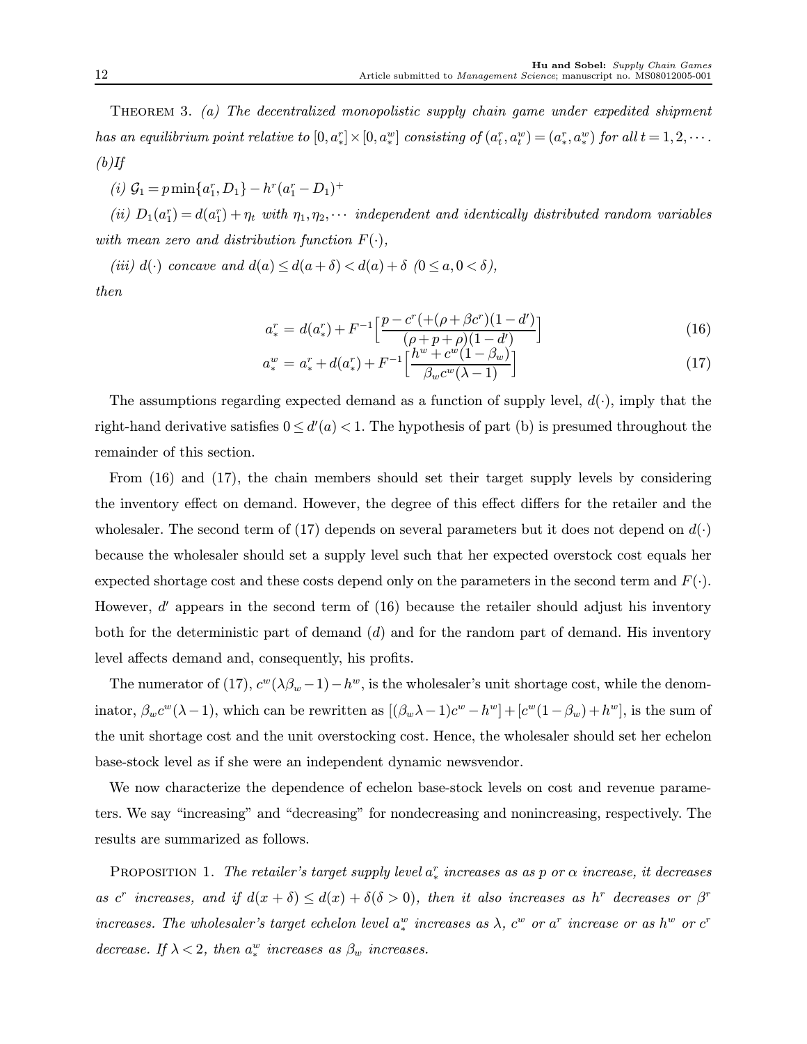Theorem 3. *(a) The decentralized monopolistic supply chain game under expedited shipment has an equilibrium point relative to $[0, a^r_*] \times [0, a^w_*]$ consisting of $(a^r_t, a^w_t) = (a^r_*, a^w_*)$ for all $t = 1, 2, \cdots$.*
*(b)If*

*(i) $\mathcal{G}_1 = p \min\{a^r_1, D_1\} - h^r(a^r_1 - D_1)^+$*

*(ii) $D_1(a^r_1) = d(a^r_1) + \eta_t$ with $\eta_1, \eta_2, \cdots$ independent and identically distributed random variables with mean zero and distribution function $F(\cdot)$,*

*(iii) $d(\cdot)$ concave and $d(a) \le d(a + \delta) < d(a) + \delta$ $(0 \le a, 0 < \delta)$,*

*then*

$$a^r_* = d(a^r_*) + F^{-1}\Big[\frac{p - c^r(+(\rho + \beta c^r)(1 - d')}{(\rho + p + \rho)(1 - d')}\Big] \tag{16}$$

$$a^w_* = a^r_* + d(a^r_*) + F^{-1}\Big[\frac{h^w + c^w(1 - \beta_w)}{\beta_w c^w(\lambda - 1)}\Big] \tag{17}$$

The assumptions regarding expected demand as a function of supply level, $d(\cdot)$, imply that the right-hand derivative satisfies $0 \le d'(a) < 1$. The hypothesis of part (b) is presumed throughout the remainder of this section.

From (16) and (17), the chain members should set their target supply levels by considering the inventory effect on demand. However, the degree of this effect differs for the retailer and the wholesaler. The second term of (17) depends on several parameters but it does not depend on $d(\cdot)$ because the wholesaler should set a supply level such that her expected overstock cost equals her expected shortage cost and these costs depend only on the parameters in the second term and $F(\cdot)$. However, $d'$ appears in the second term of (16) because the retailer should adjust his inventory both for the deterministic part of demand ($d$) and for the random part of demand. His inventory level affects demand and, consequently, his profits.

The numerator of (17), $c^w(\lambda\beta_w - 1) - h^w$, is the wholesaler's unit shortage cost, while the denominator, $\beta_w c^w(\lambda - 1)$, which can be rewritten as $[(\beta_w\lambda - 1)c^w - h^w] + [c^w(1 - \beta_w) + h^w]$, is the sum of the unit shortage cost and the unit overstocking cost. Hence, the wholesaler should set her echelon base-stock level as if she were an independent dynamic newsvendor.

We now characterize the dependence of echelon base-stock levels on cost and revenue parameters. We say "increasing" and "decreasing" for nondecreasing and nonincreasing, respectively. The results are summarized as follows.

Proposition 1. *The retailer's target supply level $a^r_*$ increases as as $p$ or $\alpha$ increase, it decreases as $c^r$ increases, and if $d(x + \delta) \le d(x) + \delta(\delta > 0)$, then it also increases as $h^r$ decreases or $\beta^r$ increases. The wholesaler's target echelon level $a^w_*$ increases as $\lambda$, $c^w$ or $a^r$ increase or as $h^w$ or $c^r$ decrease. If $\lambda < 2$, then $a^w_*$ increases as $\beta_w$ increases.*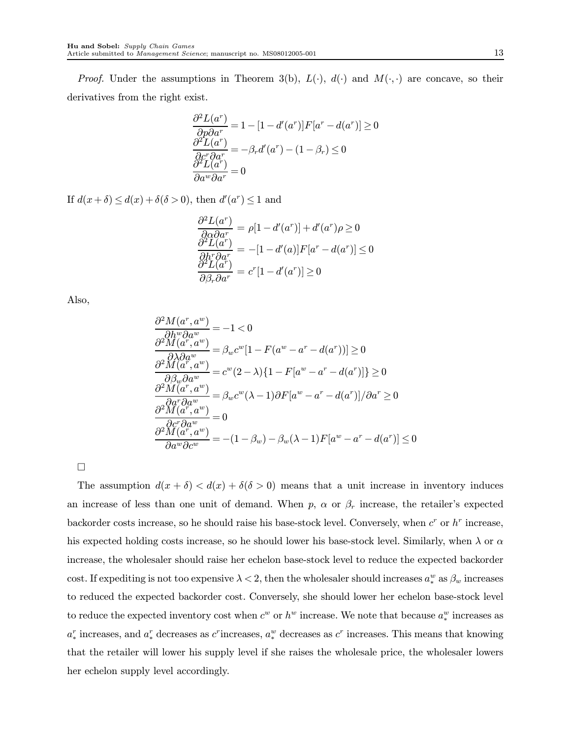*Proof.* Under the assumptions in Theorem 3(b), $L(\cdot)$, $d(\cdot)$ and $M(\cdot,\cdot)$ are concave, so their derivatives from the right exist.

$$
\begin{aligned}
\frac{\partial^2 L(a^r)}{\partial p \partial a^r} &= 1 - [1 - d'(a^r)]F[a^r - d(a^r)] \geq 0 \\
\frac{\partial^2 L(a^r)}{\partial c^r \partial a^r} &= -\beta_r d'(a^r) - (1 - \beta_r) \leq 0 \\
\frac{\partial^2 L(a^r)}{\partial a^w \partial a^r} &= 0
\end{aligned}
$$

If $d(x+\delta) \leq d(x) + \delta (\delta > 0)$, then $d'(a^r) \leq 1$ and

$$
\begin{aligned}
\frac{\partial^2 L(a^r)}{\partial \alpha \partial a^r} &= \rho[1 - d'(a^r)] + d'(a^r)\rho \geq 0 \\
\frac{\partial^2 L(a^r)}{\partial h^r \partial a^r} &= -[1 - d'(a)]F[a^r - d(a^r)] \leq 0 \\
\frac{\partial^2 L(a^r)}{\partial \beta_r \partial a^r} &= c^r[1 - d'(a^r)] \geq 0
\end{aligned}
$$

Also,

$$
\begin{aligned}
\frac{\partial^2 M(a^r, a^w)}{\partial h^w \partial a^w} &= -1 < 0 \\
\frac{\partial^2 M(a^r, a^w)}{\partial \lambda \partial a^w} &= \beta_w c^w [1 - F(a^w - a^r - d(a^r))] \geq 0 \\
\frac{\partial^2 M(a^r, a^w)}{\partial \beta_w \partial a^w} &= c^w (2 - \lambda)\{1 - F[a^w - a^r - d(a^r)]\} \geq 0 \\
\frac{\partial^2 M(a^r, a^w)}{\partial a^r \partial a^w} &= \beta_w c^w (\lambda - 1)\partial F[a^w - a^r - d(a^r)]/\partial a^r \geq 0 \\
\frac{\partial^2 M(a^r, a^w)}{\partial c^r \partial a^w} &= 0 \\
\frac{\partial^2 M(a^r, a^w)}{\partial a^w \partial c^w} &= -(1 - \beta_w) - \beta_w(\lambda - 1)F[a^w - a^r - d(a^r)] \leq 0
\end{aligned}
$$

□

The assumption $d(x+\delta) < d(x) + \delta (\delta > 0)$ means that a unit increase in inventory induces an increase of less than one unit of demand. When $p$, $\alpha$ or $\beta_r$ increase, the retailer's expected backorder costs increase, so he should raise his base-stock level. Conversely, when $c^r$ or $h^r$ increase, his expected holding costs increase, so he should lower his base-stock level. Similarly, when $\lambda$ or $\alpha$ increase, the wholesaler should raise her echelon base-stock level to reduce the expected backorder cost. If expediting is not too expensive $\lambda < 2$, then the wholesaler should increases $a^w_*$ as $\beta_w$ increases to reduced the expected backorder cost. Conversely, she should lower her echelon base-stock level to reduce the expected inventory cost when $c^w$ or $h^w$ increase. We note that because $a^w_*$ increases as $a^r_*$ increases, and $a^r_*$ decreases as $c^r$increases, $a^w_*$ decreases as $c^r$ increases. This means that knowing that the retailer will lower his supply level if she raises the wholesale price, the wholesaler lowers her echelon supply level accordingly.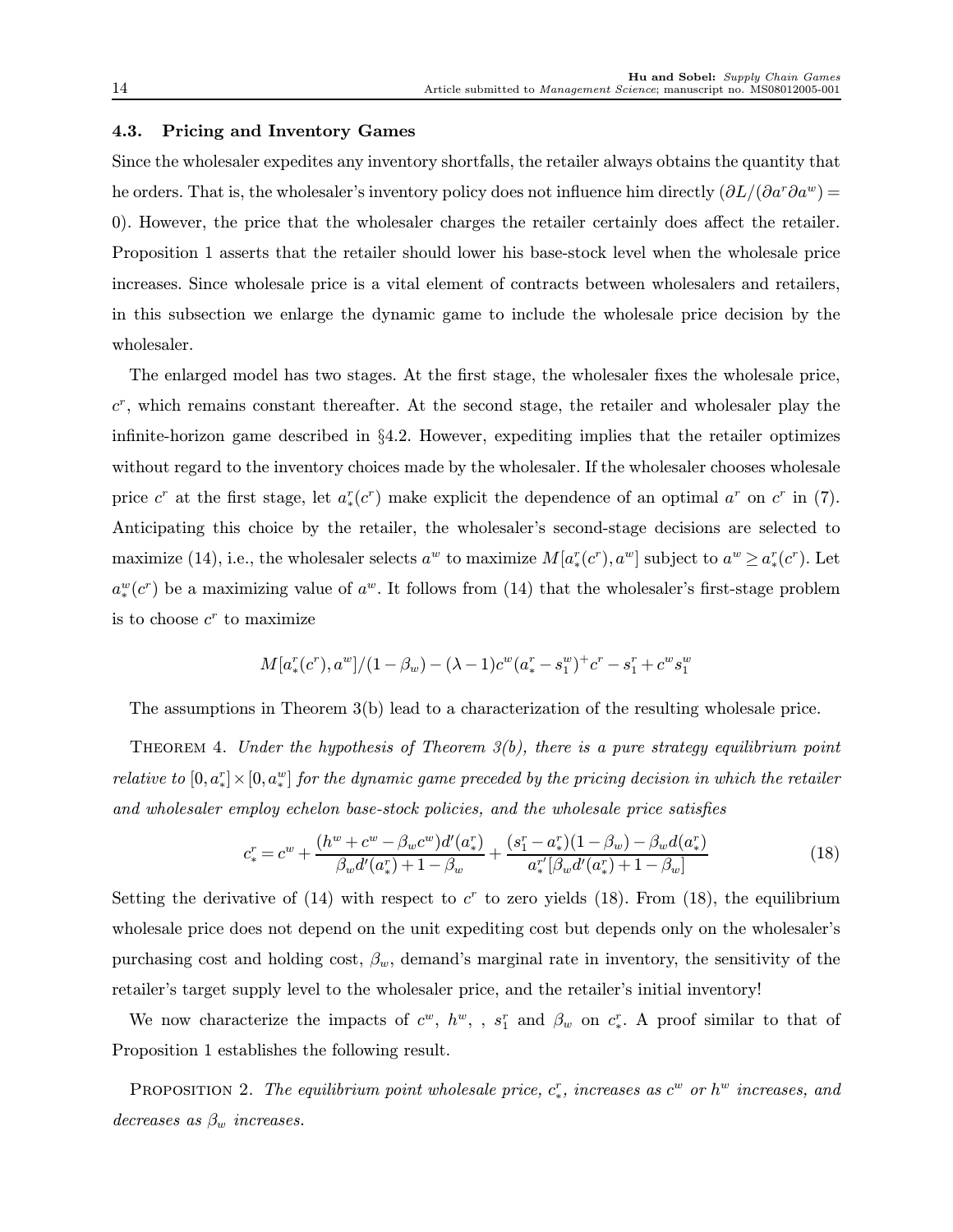### 4.3. Pricing and Inventory Games

Since the wholesaler expedites any inventory shortfalls, the retailer always obtains the quantity that he orders. That is, the wholesaler's inventory policy does not influence him directly ($\partial L/(\partial a^r \partial a^w) = 0$). However, the price that the wholesaler charges the retailer certainly does affect the retailer. Proposition 1 asserts that the retailer should lower his base-stock level when the wholesale price increases. Since wholesale price is a vital element of contracts between wholesalers and retailers, in this subsection we enlarge the dynamic game to include the wholesale price decision by the wholesaler.

The enlarged model has two stages. At the first stage, the wholesaler fixes the wholesale price, $c^r$, which remains constant thereafter. At the second stage, the retailer and wholesaler play the infinite-horizon game described in §4.2. However, expediting implies that the retailer optimizes without regard to the inventory choices made by the wholesaler. If the wholesaler chooses wholesale price $c^r$ at the first stage, let $a^r_*(c^r)$ make explicit the dependence of an optimal $a^r$ on $c^r$ in (7). Anticipating this choice by the retailer, the wholesaler's second-stage decisions are selected to maximize (14), i.e., the wholesaler selects $a^w$ to maximize $M[a^r_*(c^r), a^w]$ subject to $a^w \geq a^r_*(c^r)$. Let $a^w_*(c^r)$ be a maximizing value of $a^w$. It follows from (14) that the wholesaler's first-stage problem is to choose $c^r$ to maximize

$$M[a^r_*(c^r), a^w]/(1-\beta_w) - (\lambda - 1)c^w(a^r_* - s^w_1)^+ c^r - s^r_1 + c^w s^w_1$$

The assumptions in Theorem 3(b) lead to a characterization of the resulting wholesale price.

Theorem 4. *Under the hypothesis of Theorem 3(b), there is a pure strategy equilibrium point relative to $[0, a^r_*] \times [0, a^w_*]$ for the dynamic game preceded by the pricing decision in which the retailer and wholesaler employ echelon base-stock policies, and the wholesale price satisfies*

$$c^r_* = c^w + \frac{(h^w + c^w - \beta_w c^w)d'(a^r_*)}{\beta_w d'(a^r_*) + 1 - \beta_w} + \frac{(s^r_1 - a^r_*)(1-\beta_w) - \beta_w d(a^r_*)}{a^{r\prime}_*[\beta_w d'(a^r_*) + 1 - \beta_w]} \tag{18}$$

Setting the derivative of (14) with respect to $c^r$ to zero yields (18). From (18), the equilibrium wholesale price does not depend on the unit expediting cost but depends only on the wholesaler's purchasing cost and holding cost, $\beta_w$, demand's marginal rate in inventory, the sensitivity of the retailer's target supply level to the wholesaler price, and the retailer's initial inventory!

We now characterize the impacts of $c^w$, $h^w$, , $s^r_1$ and $\beta_w$ on $c^r_*$. A proof similar to that of Proposition 1 establishes the following result.

Proposition 2. *The equilibrium point wholesale price, $c^r_*$, increases as $c^w$ or $h^w$ increases, and decreases as $\beta_w$ increases.*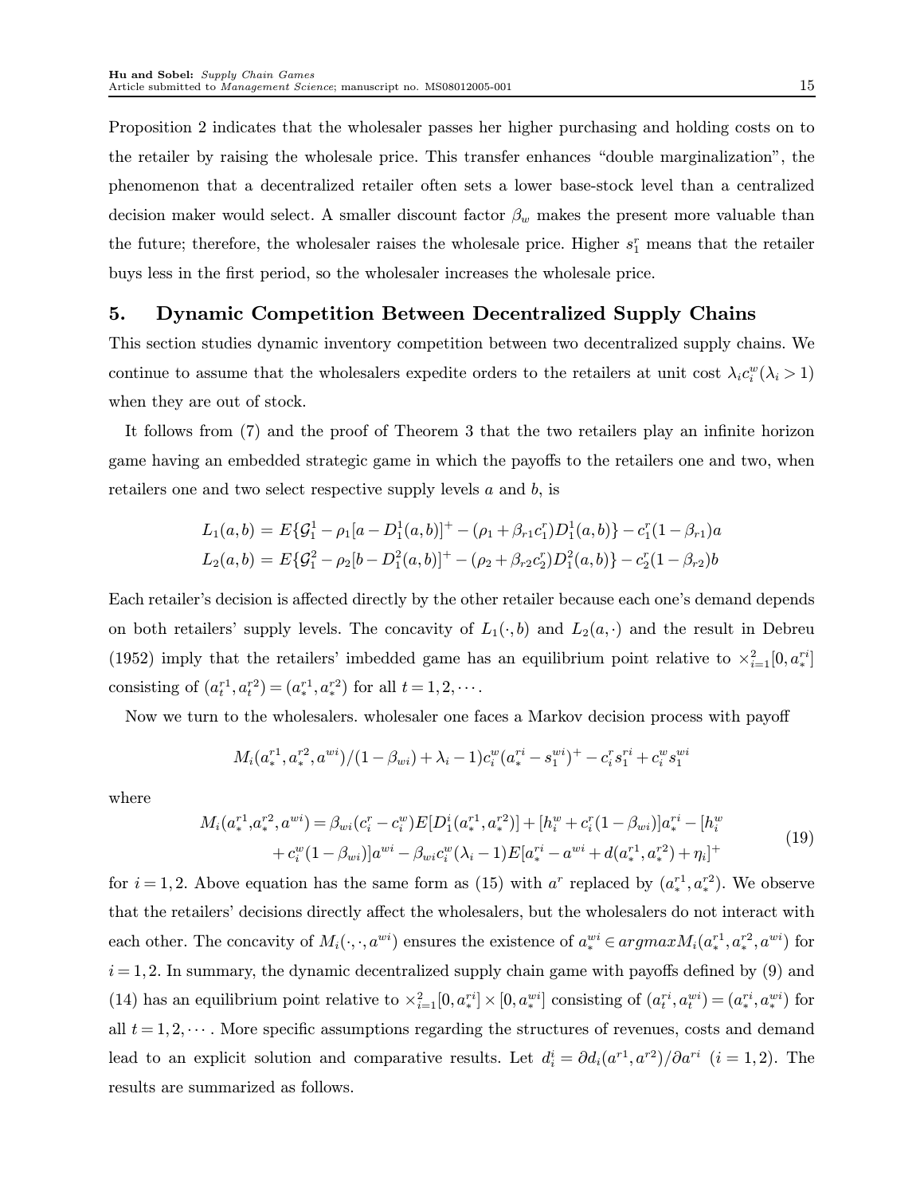Proposition 2 indicates that the wholesaler passes her higher purchasing and holding costs on to the retailer by raising the wholesale price. This transfer enhances "double marginalization", the phenomenon that a decentralized retailer often sets a lower base-stock level than a centralized decision maker would select. A smaller discount factor $\beta_w$ makes the present more valuable than the future; therefore, the wholesaler raises the wholesale price. Higher $s_1^r$ means that the retailer buys less in the first period, so the wholesaler increases the wholesale price.

## 5. Dynamic Competition Between Decentralized Supply Chains

This section studies dynamic inventory competition between two decentralized supply chains. We continue to assume that the wholesalers expedite orders to the retailers at unit cost $\lambda_i c_i^w (\lambda_i > 1)$ when they are out of stock.

It follows from (7) and the proof of Theorem 3 that the two retailers play an infinite horizon game having an embedded strategic game in which the payoffs to the retailers one and two, when retailers one and two select respective supply levels $a$ and $b$, is

$$
\begin{aligned}
L_1(a,b) &= E\{\mathcal{G}_1^1 - \rho_1[a - D_1^1(a,b)]^+ - (\rho_1 + \beta_{r1} c_1^r) D_1^1(a,b)\} - c_1^r(1-\beta_{r1})a \\
L_2(a,b) &= E\{\mathcal{G}_1^2 - \rho_2[b - D_1^2(a,b)]^+ - (\rho_2 + \beta_{r2} c_2^r) D_1^2(a,b)\} - c_2^r(1-\beta_{r2})b
\end{aligned}
$$

Each retailer's decision is affected directly by the other retailer because each one's demand depends on both retailers' supply levels. The concavity of $L_1(\cdot, b)$ and $L_2(a, \cdot)$ and the result in Debreu (1952) imply that the retailers' imbedded game has an equilibrium point relative to $\times_{i=1}^2 [0, a_*^{ri}]$ consisting of $(a_t^{r1}, a_t^{r2}) = (a_*^{r1}, a_*^{r2})$ for all $t = 1, 2, \cdots$.

Now we turn to the wholesalers. wholesaler one faces a Markov decision process with payoff

$$
M_i(a_*^{r1}, a_*^{r2}, a^{wi})/(1-\beta_{wi}) + \lambda_i - 1)c_i^w(a_*^{ri} - s_1^{wi})^+ - c_i^r s_1^{ri} + c_i^w s_1^{wi}
$$

where

$$
\begin{aligned}
M_i(a_*^{r1}, a_*^{r2}, a^{wi}) = \beta_{wi}(c_i^r - c_i^w) E[D_1^i(a_*^{r1}, a_*^{r2})] + [h_i^w + c_i^r(1-\beta_{wi})]a_*^{ri} - [h_i^w \\
+ c_i^w(1-\beta_{wi})]a^{wi} - \beta_{wi} c_i^w(\lambda_i - 1) E[a_*^{ri} - a^{wi} + d(a_*^{r1}, a_*^{r2}) + \eta_i]^+
\end{aligned}
\tag{19}
$$

for $i = 1, 2$. Above equation has the same form as (15) with $a^r$ replaced by $(a_*^{r1}, a_*^{r2})$. We observe that the retailers' decisions directly affect the wholesalers, but the wholesalers do not interact with each other. The concavity of $M_i(\cdot, \cdot, a^{wi})$ ensures the existence of $a_*^{wi} \in argmax M_i(a_*^{r1}, a_*^{r2}, a^{wi})$ for $i = 1, 2$. In summary, the dynamic decentralized supply chain game with payoffs defined by (9) and (14) has an equilibrium point relative to $\times_{i=1}^2 [0, a_*^{ri}] \times [0, a_*^{wi}]$ consisting of $(a_t^{ri}, a_t^{wi}) = (a_*^{ri}, a_*^{wi})$ for all $t = 1, 2, \cdots$. More specific assumptions regarding the structures of revenues, costs and demand lead to an explicit solution and comparative results. Let $d_i^i = \partial d_i(a^{r1}, a^{r2})/\partial a^{ri}$ $(i = 1, 2)$. The results are summarized as follows.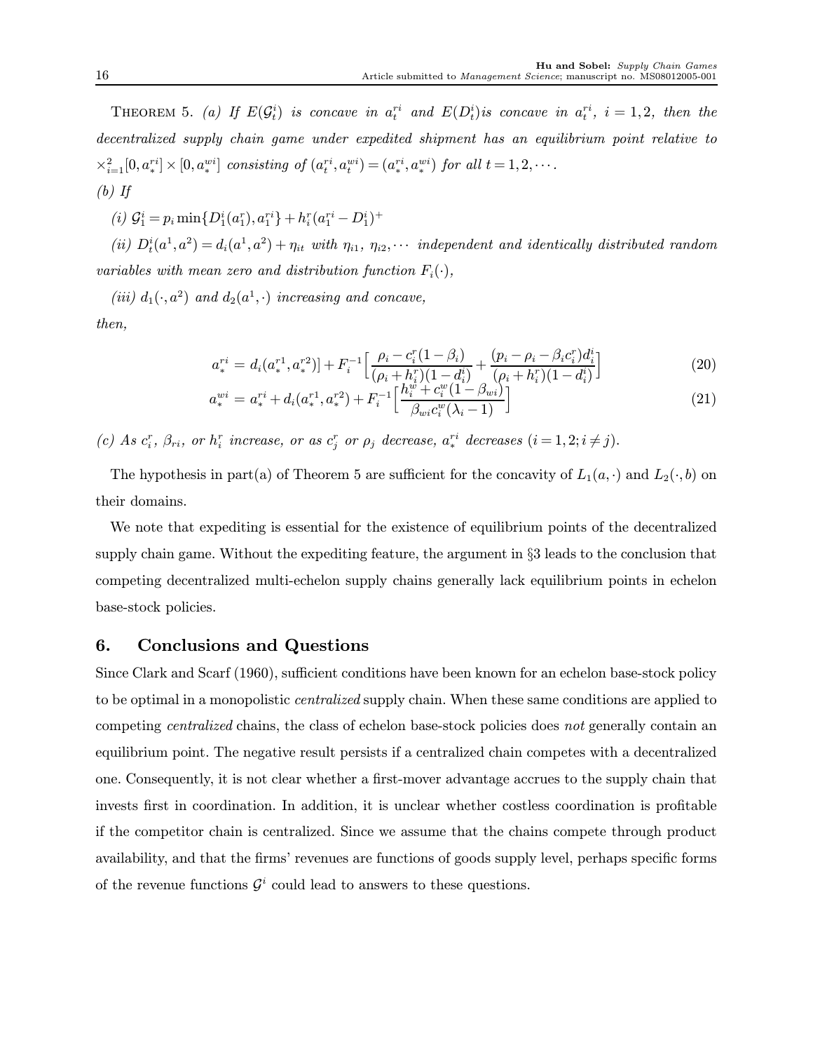THEOREM 5. *(a) If $E(\mathcal{G}_t^i)$ is concave in $a_t^{ri}$ and $E(D_t^i)$is concave in $a_t^{ri}$, $i=1,2$, then the decentralized supply chain game under expedited shipment has an equilibrium point relative to $\times_{i=1}^{2}[0,a_*^{ri}]\times[0,a_*^{wi}]$ consisting of $(a_t^{ri},a_t^{wi})=(a_*^{ri},a_*^{wi})$ for all $t=1,2,\cdots$.*

*(b) If*

*(i) $\mathcal{G}_1^i = p_i \min\{D_1^i(a_1^r), a_1^{ri}\} + h_i^r(a_1^{ri} - D_1^i)^+$*

*(ii) $D_t^i(a^1,a^2) = d_i(a^1,a^2) + \eta_{it}$ with $\eta_{i1}$, $\eta_{i2}, \cdots$ independent and identically distributed random variables with mean zero and distribution function $F_i(\cdot)$,*

*(iii) $d_1(\cdot, a^2)$ and $d_2(a^1,\cdot)$ increasing and concave,*

*then,*

$$a_*^{ri} = d_i(a_*^{r1}, a_*^{r2})] + F_i^{-1}\Big[\frac{\rho_i - c_i^r(1-\beta_i)}{(\rho_i + h_i^r)(1-d_i^i)} + \frac{(p_i - \rho_i - \beta_i c_i^r) d_i^i}{(\rho_i + h_i^r)(1-d_i^i)}\Big] \tag{20}$$

$$a_*^{wi} = a_*^{ri} + d_i(a_*^{r1}, a_*^{r2}) + F_i^{-1}\Big[\frac{h_i^w + c_i^w(1-\beta_{wi})}{\beta_{wi} c_i^w(\lambda_i - 1)}\Big] \tag{21}$$

*(c) As $c_i^r$, $\beta_{ri}$, or $h_i^r$ increase, or as $c_j^r$ or $\rho_j$ decrease, $a_*^{ri}$ decreases $(i=1,2; i\neq j)$.*

The hypothesis in part(a) of Theorem 5 are sufficient for the concavity of $L_1(a,\cdot)$ and $L_2(\cdot,b)$ on their domains.

We note that expediting is essential for the existence of equilibrium points of the decentralized supply chain game. Without the expediting feature, the argument in §3 leads to the conclusion that competing decentralized multi-echelon supply chains generally lack equilibrium points in echelon base-stock policies.

## 6. Conclusions and Questions

Since Clark and Scarf (1960), sufficient conditions have been known for an echelon base-stock policy to be optimal in a monopolistic *centralized* supply chain. When these same conditions are applied to competing *centralized* chains, the class of echelon base-stock policies does *not* generally contain an equilibrium point. The negative result persists if a centralized chain competes with a decentralized one. Consequently, it is not clear whether a first-mover advantage accrues to the supply chain that invests first in coordination. In addition, it is unclear whether costless coordination is profitable if the competitor chain is centralized. Since we assume that the chains compete through product availability, and that the firms' revenues are functions of goods supply level, perhaps specific forms of the revenue functions $\mathcal{G}^i$ could lead to answers to these questions.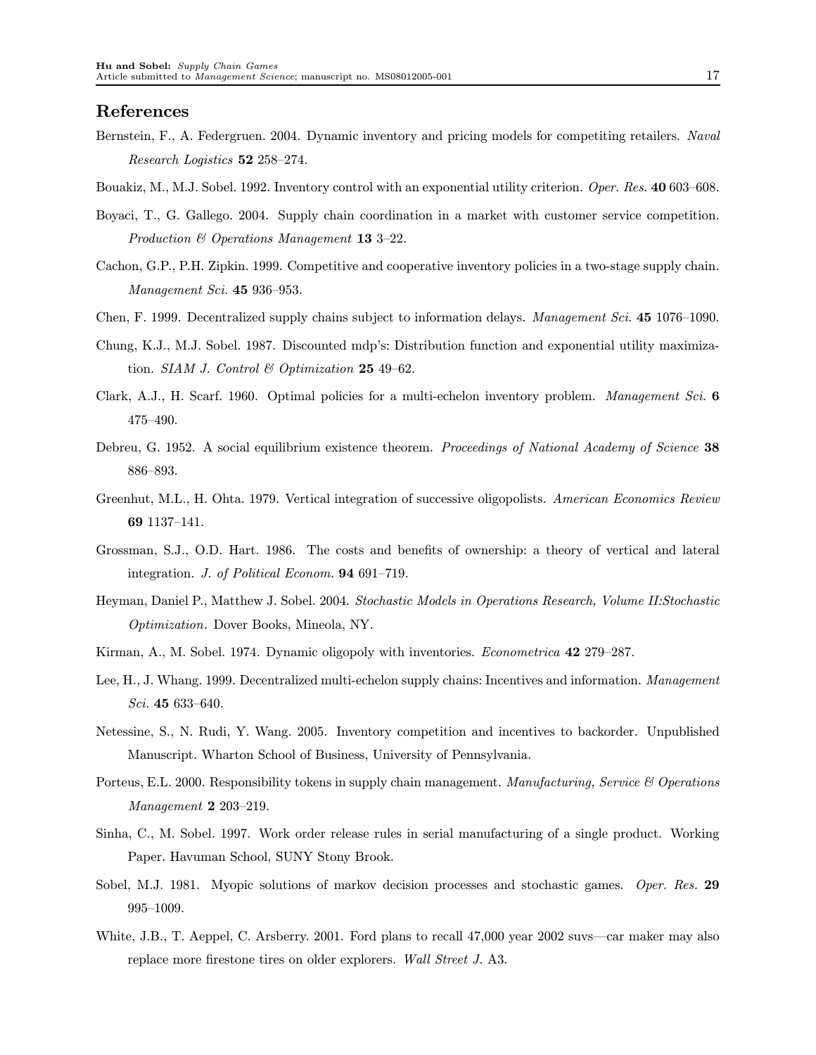## References

Bernstein, F., A. Federgruen. 2004. Dynamic inventory and pricing models for competiting retailers. *Naval Research Logistics* **52** 258–274.

Bouakiz, M., M.J. Sobel. 1992. Inventory control with an exponential utility criterion. *Oper. Res.* **40** 603–608.

Boyaci, T., G. Gallego. 2004. Supply chain coordination in a market with customer service competition. *Production & Operations Management* **13** 3–22.

Cachon, G.P., P.H. Zipkin. 1999. Competitive and cooperative inventory policies in a two-stage supply chain. *Management Sci.* **45** 936–953.

Chen, F. 1999. Decentralized supply chains subject to information delays. *Management Sci.* **45** 1076–1090.

Chung, K.J., M.J. Sobel. 1987. Discounted mdp's: Distribution function and exponential utility maximization. *SIAM J. Control & Optimization* **25** 49–62.

Clark, A.J., H. Scarf. 1960. Optimal policies for a multi-echelon inventory problem. *Management Sci.* **6** 475–490.

Debreu, G. 1952. A social equilibrium existence theorem. *Proceedings of National Academy of Science* **38** 886–893.

Greenhut, M.L., H. Ohta. 1979. Vertical integration of successive oligopolists. *American Economics Review* **69** 1137–141.

Grossman, S.J., O.D. Hart. 1986. The costs and benefits of ownership: a theory of vertical and lateral integration. *J. of Political Econom.* **94** 691–719.

Heyman, Daniel P., Matthew J. Sobel. 2004. *Stochastic Models in Operations Research, Volume II:Stochastic Optimization*. Dover Books, Mineola, NY.

Kirman, A., M. Sobel. 1974. Dynamic oligopoly with inventories. *Econometrica* **42** 279–287.

Lee, H., J. Whang. 1999. Decentralized multi-echelon supply chains: Incentives and information. *Management Sci.* **45** 633–640.

Netessine, S., N. Rudi, Y. Wang. 2005. Inventory competition and incentives to backorder. Unpublished Manuscript. Wharton School of Business, University of Pennsylvania.

Porteus, E.L. 2000. Responsibility tokens in supply chain management. *Manufacturing, Service & Operations Management* **2** 203–219.

Sinha, C., M. Sobel. 1997. Work order release rules in serial manufacturing of a single product. Working Paper. Havuman School, SUNY Stony Brook.

Sobel, M.J. 1981. Myopic solutions of markov decision processes and stochastic games. *Oper. Res.* **29** 995–1009.

White, J.B., T. Aeppel, C. Arsberry. 2001. Ford plans to recall 47,000 year 2002 suvs—car maker may also replace more firestone tires on older explorers. *Wall Street J.* A3.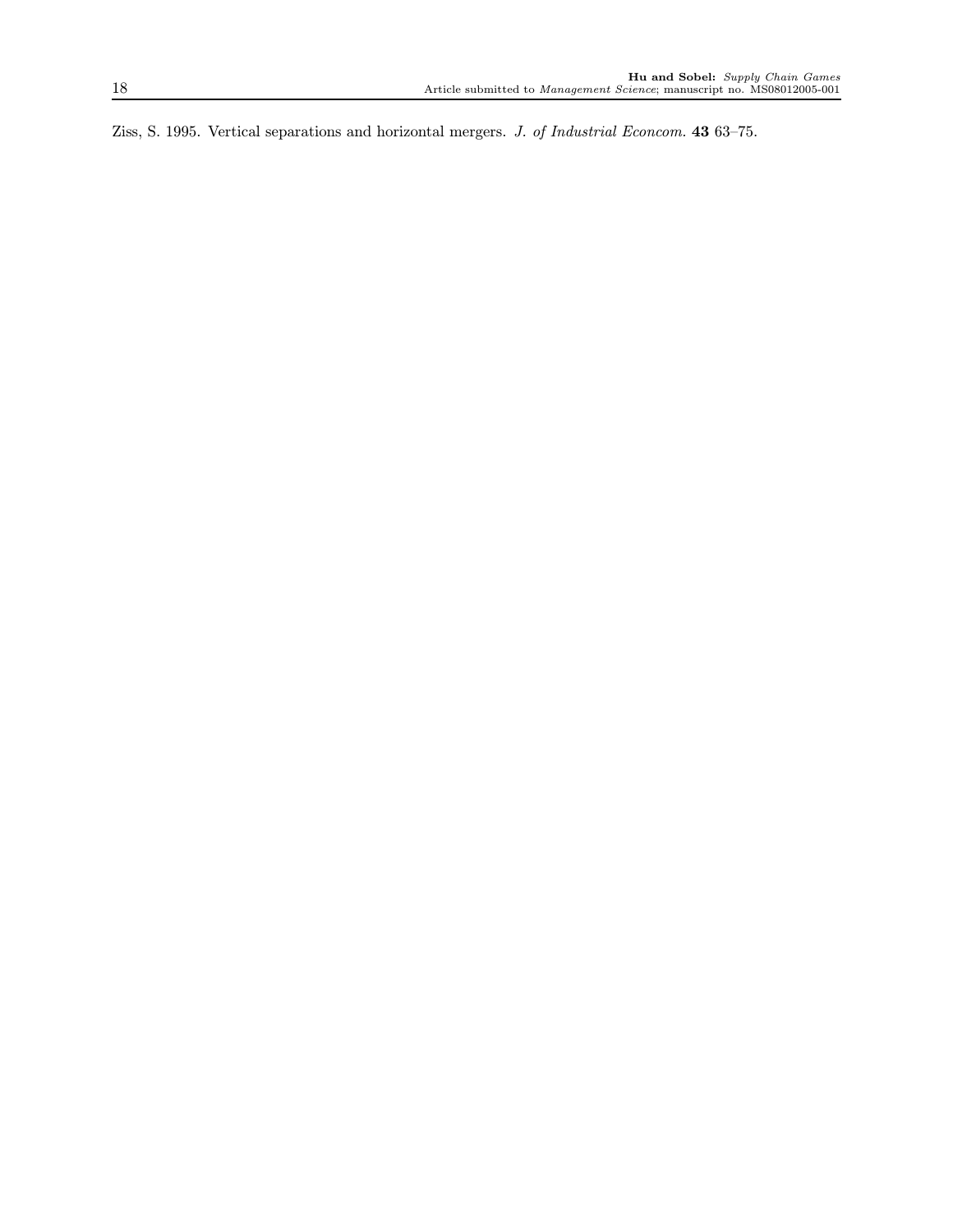Ziss, S. 1995. Vertical separations and horizontal mergers. *J. of Industrial Econcom.* **43** 63–75.